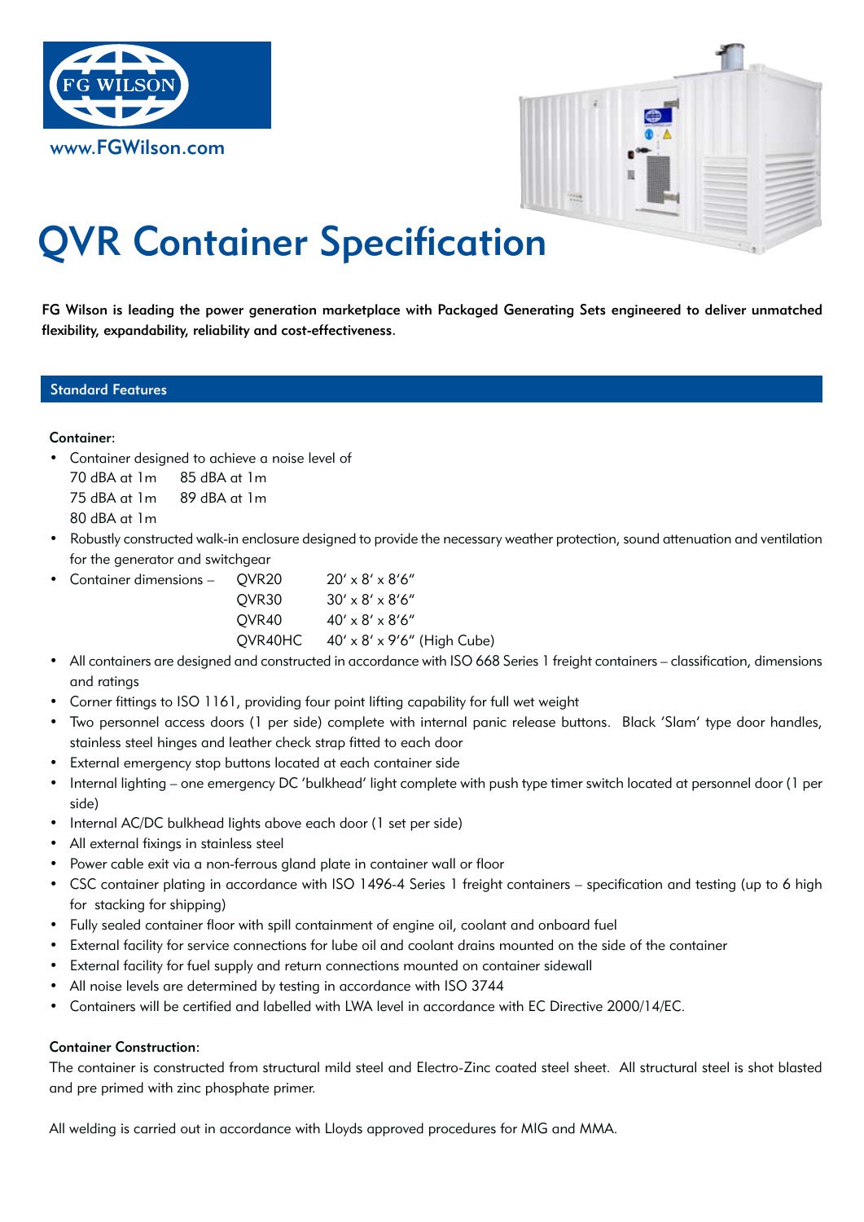FG WILSON

www.FGWilson.com

# QVR Container Specification

**FG Wilson is leading the power generation marketplace with Packaged Generating Sets engineered to deliver unmatched flexibility, expandability, reliability and cost-effectiveness.**

## Standard Features

**Container:**

- Container designed to achieve a noise level of
  70 dBA at 1m    85 dBA at 1m
  75 dBA at 1m    89 dBA at 1m
  80 dBA at 1m
- Robustly constructed walk-in enclosure designed to provide the necessary weather protection, sound attenuation and ventilation for the generator and switchgear
- Container dimensions –
  - QVR20    20′ x 8′ x 8′6″
  - QVR30    30′ x 8′ x 8′6″
  - QVR40    40′ x 8′ x 8′6″
  - QVR40HC    40′ x 8′ x 9′6″ (High Cube)
- All containers are designed and constructed in accordance with ISO 668 Series 1 freight containers – classification, dimensions and ratings
- Corner fittings to ISO 1161, providing four point lifting capability for full wet weight
- Two personnel access doors (1 per side) complete with internal panic release buttons. Black 'Slam' type door handles, stainless steel hinges and leather check strap fitted to each door
- External emergency stop buttons located at each container side
- Internal lighting – one emergency DC 'bulkhead' light complete with push type timer switch located at personnel door (1 per side)
- Internal AC/DC bulkhead lights above each door (1 set per side)
- All external fixings in stainless steel
- Power cable exit via a non-ferrous gland plate in container wall or floor
- CSC container plating in accordance with ISO 1496-4 Series 1 freight containers – specification and testing (up to 6 high for stacking for shipping)
- Fully sealed container floor with spill containment of engine oil, coolant and onboard fuel
- External facility for service connections for lube oil and coolant drains mounted on the side of the container
- External facility for fuel supply and return connections mounted on container sidewall
- All noise levels are determined by testing in accordance with ISO 3744
- Containers will be certified and labelled with LWA level in accordance with EC Directive 2000/14/EC.

**Container Construction:**

The container is constructed from structural mild steel and Electro-Zinc coated steel sheet. All structural steel is shot blasted and pre primed with zinc phosphate primer.

All welding is carried out in accordance with Lloyds approved procedures for MIG and MMA.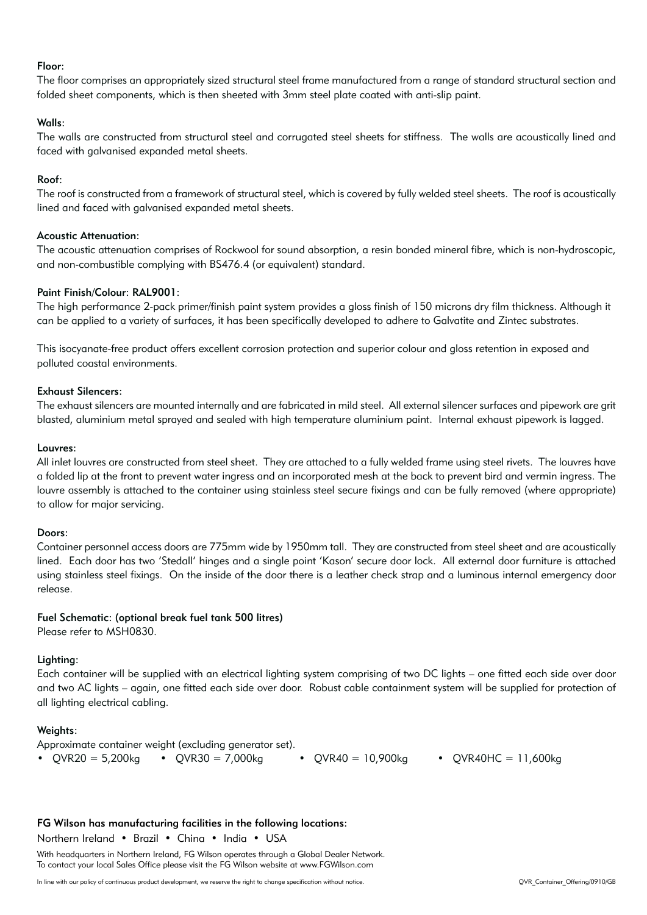**Floor:**
The floor comprises an appropriately sized structural steel frame manufactured from a range of standard structural section and folded sheet components, which is then sheeted with 3mm steel plate coated with anti-slip paint.

**Walls:**
The walls are constructed from structural steel and corrugated steel sheets for stiffness. The walls are acoustically lined and faced with galvanised expanded metal sheets.

**Roof:**
The roof is constructed from a framework of structural steel, which is covered by fully welded steel sheets. The roof is acoustically lined and faced with galvanised expanded metal sheets.

**Acoustic Attenuation:**
The acoustic attenuation comprises of Rockwool for sound absorption, a resin bonded mineral fibre, which is non-hydroscopic, and non-combustible complying with BS476.4 (or equivalent) standard.

**Paint Finish/Colour: RAL9001:**
The high performance 2-pack primer/finish paint system provides a gloss finish of 150 microns dry film thickness. Although it can be applied to a variety of surfaces, it has been specifically developed to adhere to Galvatite and Zintec substrates.

This isocyanate-free product offers excellent corrosion protection and superior colour and gloss retention in exposed and polluted coastal environments.

**Exhaust Silencers:**
The exhaust silencers are mounted internally and are fabricated in mild steel. All external silencer surfaces and pipework are grit blasted, aluminium metal sprayed and sealed with high temperature aluminium paint. Internal exhaust pipework is lagged.

**Louvres:**
All inlet louvres are constructed from steel sheet. They are attached to a fully welded frame using steel rivets. The louvres have a folded lip at the front to prevent water ingress and an incorporated mesh at the back to prevent bird and vermin ingress. The louvre assembly is attached to the container using stainless steel secure fixings and can be fully removed (where appropriate) to allow for major servicing.

**Doors:**
Container personnel access doors are 775mm wide by 1950mm tall. They are constructed from steel sheet and are acoustically lined. Each door has two 'Stedall' hinges and a single point 'Kason' secure door lock. All external door furniture is attached using stainless steel fixings. On the inside of the door there is a leather check strap and a luminous internal emergency door release.

**Fuel Schematic: (optional break fuel tank 500 litres)**
Please refer to MSH0830.

**Lighting:**
Each container will be supplied with an electrical lighting system comprising of two DC lights – one fitted each side over door and two AC lights – again, one fitted each side over door. Robust cable containment system will be supplied for protection of all lighting electrical cabling.

**Weights:**
Approximate container weight (excluding generator set).

- QVR20 = 5,200kg
- QVR30 = 7,000kg
- QVR40 = 10,900kg
- QVR40HC = 11,600kg

**FG Wilson has manufacturing facilities in the following locations:**

Northern Ireland • Brazil • China • India • USA

With headquarters in Northern Ireland, FG Wilson operates through a Global Dealer Network.
To contact your local Sales Office please visit the FG Wilson website at www.FGWilson.com

In line with our policy of continuous product development, we reserve the right to change specification without notice.

QVR_Container_Offering/0910/GB